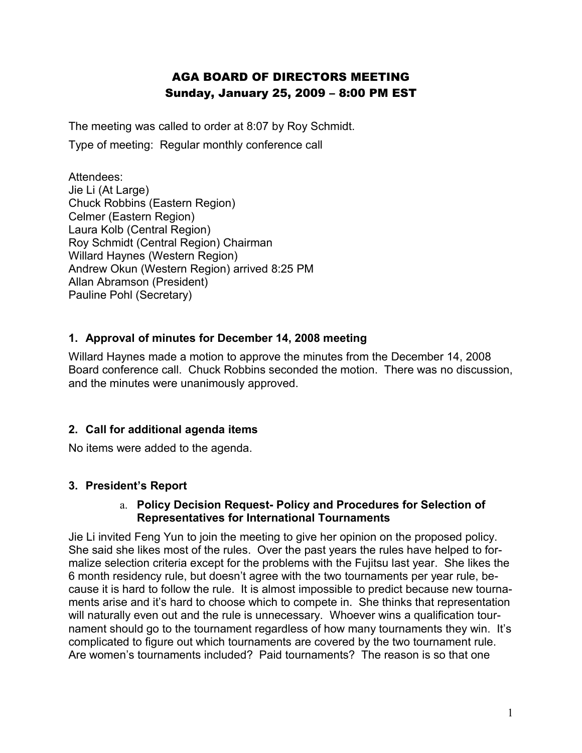# AGA BOARD OF DIRECTORS MEETING
## Sunday, January 25, 2009 – 8:00 PM EST

The meeting was called to order at 8:07 by Roy Schmidt.

Type of meeting: Regular monthly conference call

Attendees:
Jie Li (At Large)
Chuck Robbins (Eastern Region)
Celmer (Eastern Region)
Laura Kolb (Central Region)
Roy Schmidt (Central Region) Chairman
Willard Haynes (Western Region)
Andrew Okun (Western Region) arrived 8:25 PM
Allan Abramson (President)
Pauline Pohl (Secretary)

### 1. Approval of minutes for December 14, 2008 meeting

Willard Haynes made a motion to approve the minutes from the December 14, 2008 Board conference call. Chuck Robbins seconded the motion. There was no discussion, and the minutes were unanimously approved.

### 2. Call for additional agenda items

No items were added to the agenda.

### 3. President's Report

#### a. Policy Decision Request- Policy and Procedures for Selection of Representatives for International Tournaments

Jie Li invited Feng Yun to join the meeting to give her opinion on the proposed policy. She said she likes most of the rules. Over the past years the rules have helped to formalize selection criteria except for the problems with the Fujitsu last year. She likes the 6 month residency rule, but doesn't agree with the two tournaments per year rule, because it is hard to follow the rule. It is almost impossible to predict because new tournaments arise and it's hard to choose which to compete in. She thinks that representation will naturally even out and the rule is unnecessary. Whoever wins a qualification tournament should go to the tournament regardless of how many tournaments they win. It's complicated to figure out which tournaments are covered by the two tournament rule. Are women's tournaments included? Paid tournaments? The reason is so that one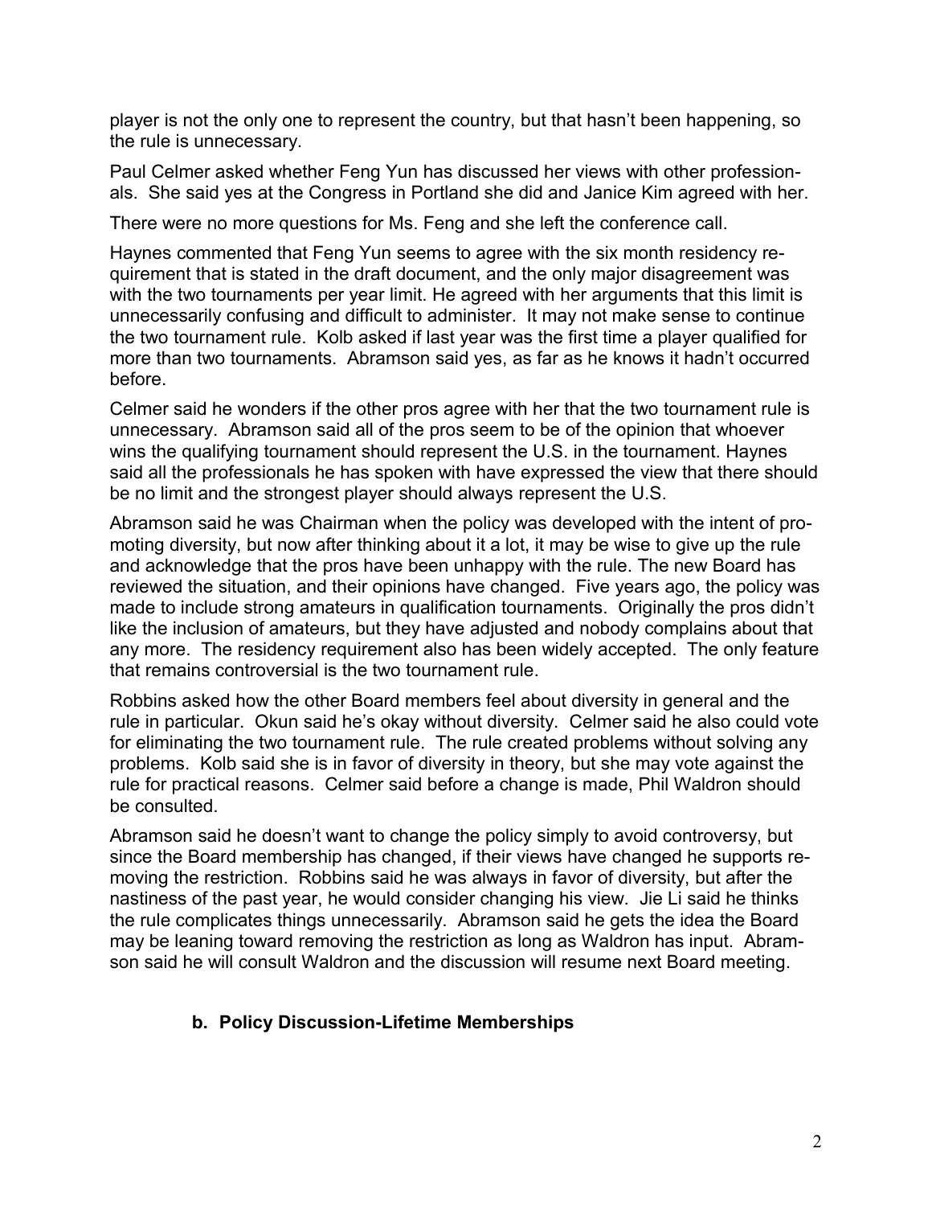player is not the only one to represent the country, but that hasn't been happening, so the rule is unnecessary.

Paul Celmer asked whether Feng Yun has discussed her views with other professionals. She said yes at the Congress in Portland she did and Janice Kim agreed with her.

There were no more questions for Ms. Feng and she left the conference call.

Haynes commented that Feng Yun seems to agree with the six month residency requirement that is stated in the draft document, and the only major disagreement was with the two tournaments per year limit. He agreed with her arguments that this limit is unnecessarily confusing and difficult to administer. It may not make sense to continue the two tournament rule. Kolb asked if last year was the first time a player qualified for more than two tournaments. Abramson said yes, as far as he knows it hadn't occurred before.

Celmer said he wonders if the other pros agree with her that the two tournament rule is unnecessary. Abramson said all of the pros seem to be of the opinion that whoever wins the qualifying tournament should represent the U.S. in the tournament. Haynes said all the professionals he has spoken with have expressed the view that there should be no limit and the strongest player should always represent the U.S.

Abramson said he was Chairman when the policy was developed with the intent of promoting diversity, but now after thinking about it a lot, it may be wise to give up the rule and acknowledge that the pros have been unhappy with the rule. The new Board has reviewed the situation, and their opinions have changed. Five years ago, the policy was made to include strong amateurs in qualification tournaments. Originally the pros didn't like the inclusion of amateurs, but they have adjusted and nobody complains about that any more. The residency requirement also has been widely accepted. The only feature that remains controversial is the two tournament rule.

Robbins asked how the other Board members feel about diversity in general and the rule in particular. Okun said he's okay without diversity. Celmer said he also could vote for eliminating the two tournament rule. The rule created problems without solving any problems. Kolb said she is in favor of diversity in theory, but she may vote against the rule for practical reasons. Celmer said before a change is made, Phil Waldron should be consulted.

Abramson said he doesn't want to change the policy simply to avoid controversy, but since the Board membership has changed, if their views have changed he supports removing the restriction. Robbins said he was always in favor of diversity, but after the nastiness of the past year, he would consider changing his view. Jie Li said he thinks the rule complicates things unnecessarily. Abramson said he gets the idea the Board may be leaning toward removing the restriction as long as Waldron has input. Abramson said he will consult Waldron and the discussion will resume next Board meeting.

### b. Policy Discussion-Lifetime Memberships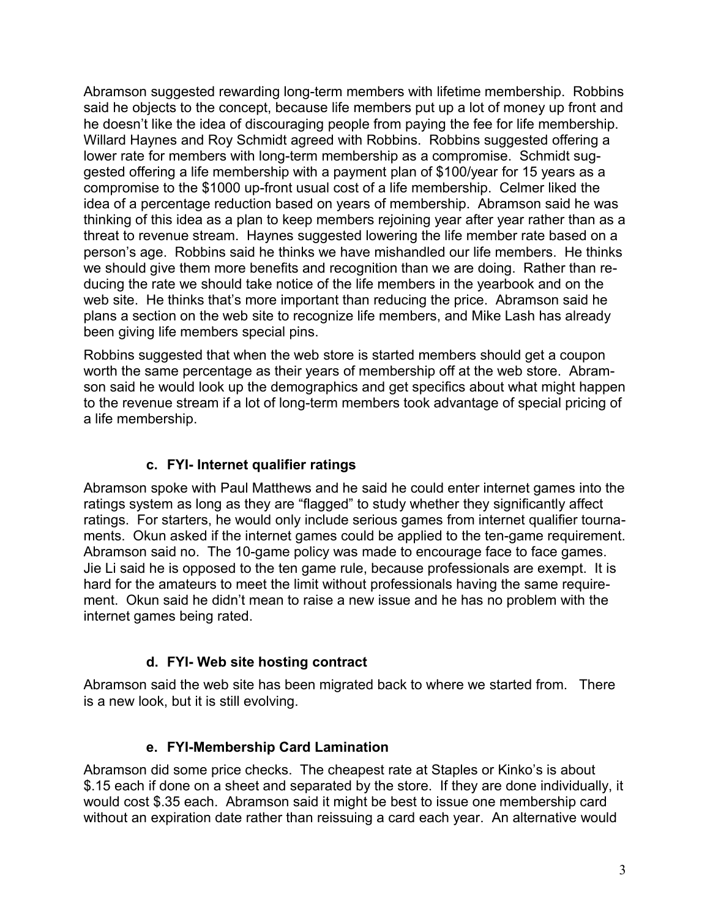Abramson suggested rewarding long-term members with lifetime membership. Robbins said he objects to the concept, because life members put up a lot of money up front and he doesn't like the idea of discouraging people from paying the fee for life membership. Willard Haynes and Roy Schmidt agreed with Robbins. Robbins suggested offering a lower rate for members with long-term membership as a compromise. Schmidt suggested offering a life membership with a payment plan of $100/year for 15 years as a compromise to the $1000 up-front usual cost of a life membership. Celmer liked the idea of a percentage reduction based on years of membership. Abramson said he was thinking of this idea as a plan to keep members rejoining year after year rather than as a threat to revenue stream. Haynes suggested lowering the life member rate based on a person's age. Robbins said he thinks we have mishandled our life members. He thinks we should give them more benefits and recognition than we are doing. Rather than reducing the rate we should take notice of the life members in the yearbook and on the web site. He thinks that's more important than reducing the price. Abramson said he plans a section on the web site to recognize life members, and Mike Lash has already been giving life members special pins.

Robbins suggested that when the web store is started members should get a coupon worth the same percentage as their years of membership off at the web store. Abramson said he would look up the demographics and get specifics about what might happen to the revenue stream if a lot of long-term members took advantage of special pricing of a life membership.

### c. FYI- Internet qualifier ratings

Abramson spoke with Paul Matthews and he said he could enter internet games into the ratings system as long as they are "flagged" to study whether they significantly affect ratings. For starters, he would only include serious games from internet qualifier tournaments. Okun asked if the internet games could be applied to the ten-game requirement. Abramson said no. The 10-game policy was made to encourage face to face games. Jie Li said he is opposed to the ten game rule, because professionals are exempt. It is hard for the amateurs to meet the limit without professionals having the same requirement. Okun said he didn't mean to raise a new issue and he has no problem with the internet games being rated.

### d. FYI- Web site hosting contract

Abramson said the web site has been migrated back to where we started from. There is a new look, but it is still evolving.

### e. FYI-Membership Card Lamination

Abramson did some price checks. The cheapest rate at Staples or Kinko's is about $.15 each if done on a sheet and separated by the store. If they are done individually, it would cost $.35 each. Abramson said it might be best to issue one membership card without an expiration date rather than reissuing a card each year. An alternative would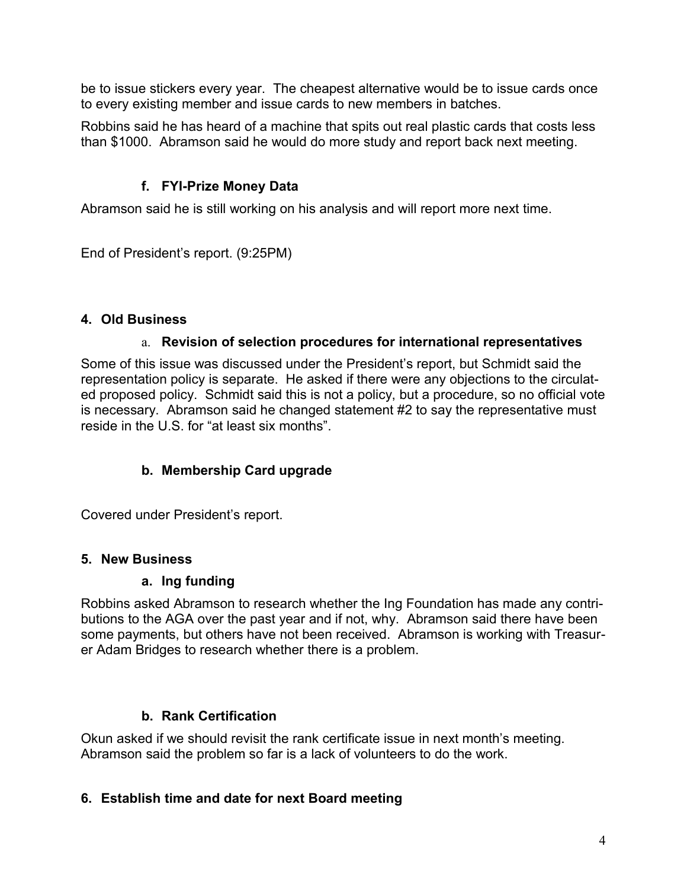be to issue stickers every year. The cheapest alternative would be to issue cards once to every existing member and issue cards to new members in batches.

Robbins said he has heard of a machine that spits out real plastic cards that costs less than $1000. Abramson said he would do more study and report back next meeting.

### f. FYI-Prize Money Data

Abramson said he is still working on his analysis and will report more next time.

End of President's report. (9:25PM)

## 4. Old Business

### a. Revision of selection procedures for international representatives

Some of this issue was discussed under the President's report, but Schmidt said the representation policy is separate. He asked if there were any objections to the circulated proposed policy. Schmidt said this is not a policy, but a procedure, so no official vote is necessary. Abramson said he changed statement #2 to say the representative must reside in the U.S. for "at least six months".

### b. Membership Card upgrade

Covered under President's report.

## 5. New Business

### a. Ing funding

Robbins asked Abramson to research whether the Ing Foundation has made any contributions to the AGA over the past year and if not, why. Abramson said there have been some payments, but others have not been received. Abramson is working with Treasurer Adam Bridges to research whether there is a problem.

### b. Rank Certification

Okun asked if we should revisit the rank certificate issue in next month's meeting. Abramson said the problem so far is a lack of volunteers to do the work.

## 6. Establish time and date for next Board meeting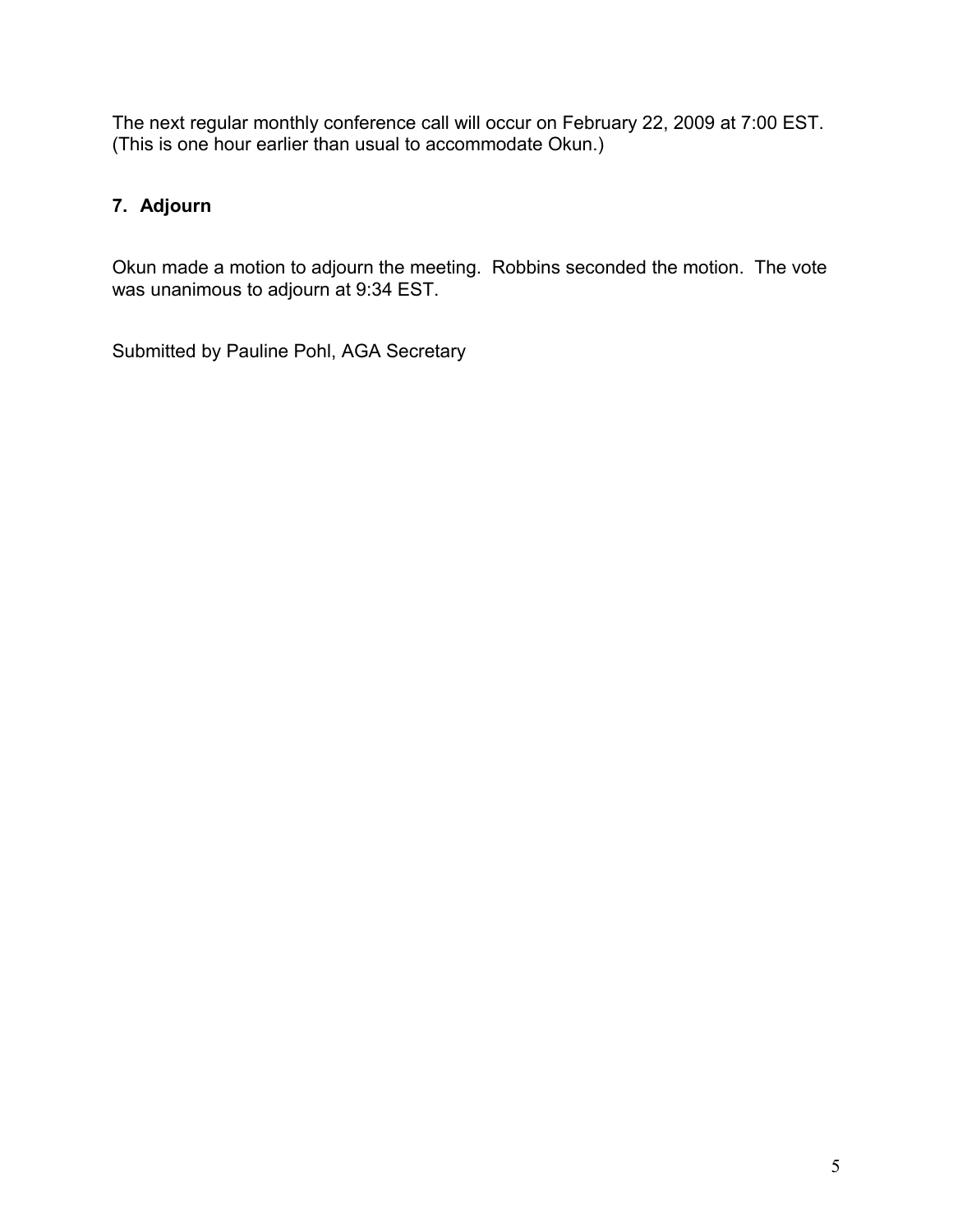The next regular monthly conference call will occur on February 22, 2009 at 7:00 EST. (This is one hour earlier than usual to accommodate Okun.)

## 7. Adjourn

Okun made a motion to adjourn the meeting. Robbins seconded the motion. The vote was unanimous to adjourn at 9:34 EST.

Submitted by Pauline Pohl, AGA Secretary